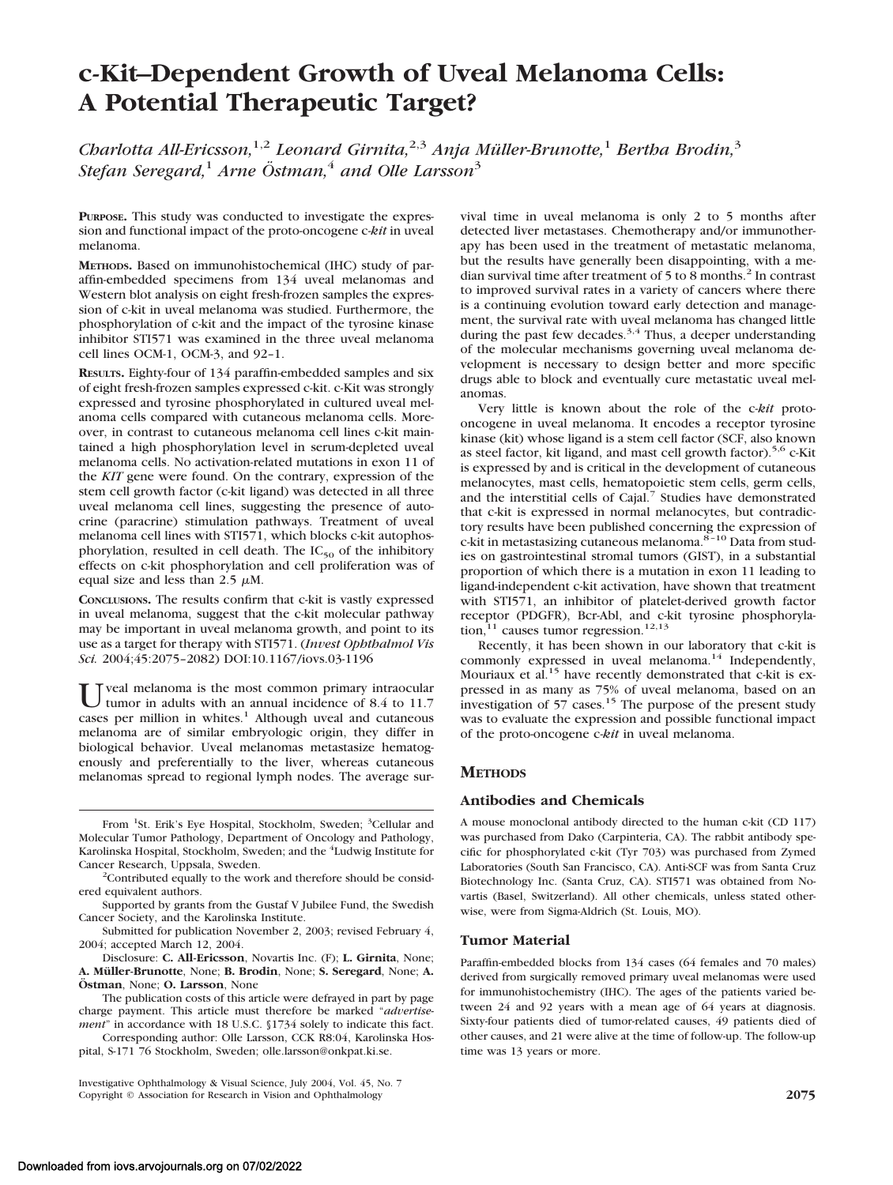# c-Kit–Dependent Growth of Uveal Melanoma Cells: A Potential Therapeutic Target?

*Charlotta All-Ericsson,[1,2] Leonard Girnita,[2,3] Anja Müller-Brunotte,[1] Bertha Brodin,[3] Stefan Seregard,[1] Arne Östman,[4] and Olle Larsson[3]*

**PURPOSE.** This study was conducted to investigate the expression and functional impact of the proto-oncogene c-*kit* in uveal melanoma.

**METHODS.** Based on immunohistochemical (IHC) study of paraffin-embedded specimens from 134 uveal melanomas and Western blot analysis on eight fresh-frozen samples the expression of c-kit in uveal melanoma was studied. Furthermore, the phosphorylation of c-kit and the impact of the tyrosine kinase inhibitor STI571 was examined in the three uveal melanoma cell lines OCM-1, OCM-3, and 92–1.

**RESULTS.** Eighty-four of 134 paraffin-embedded samples and six of eight fresh-frozen samples expressed c-kit. c-Kit was strongly expressed and tyrosine phosphorylated in cultured uveal melanoma cells compared with cutaneous melanoma cells. Moreover, in contrast to cutaneous melanoma cell lines c-kit maintained a high phosphorylation level in serum-depleted uveal melanoma cells. No activation-related mutations in exon 11 of the *KIT* gene were found. On the contrary, expression of the stem cell growth factor (c-kit ligand) was detected in all three uveal melanoma cell lines, suggesting the presence of autocrine (paracrine) stimulation pathways. Treatment of uveal melanoma cell lines with STI571, which blocks c-kit autophosphorylation, resulted in cell death. The $IC_{50}$ of the inhibitory effects on c-kit phosphorylation and cell proliferation was of equal size and less than 2.5 $\mu$M.

**CONCLUSIONS.** The results confirm that c-kit is vastly expressed in uveal melanoma, suggest that the c-kit molecular pathway may be important in uveal melanoma growth, and point to its use as a target for therapy with STI571. (*Invest Ophthalmol Vis Sci.* 2004;45:2075–2082) DOI:10.1167/iovs.03-1196

Uveal melanoma is the most common primary intraocular tumor in adults with an annual incidence of 8.4 to 11.7 cases per million in whites.[1] Although uveal and cutaneous melanoma are of similar embryologic origin, they differ in biological behavior. Uveal melanomas metastasize hematogenously and preferentially to the liver, whereas cutaneous melanomas spread to regional lymph nodes. The average survival time in uveal melanoma is only 2 to 5 months after detected liver metastases. Chemotherapy and/or immunotherapy has been used in the treatment of metastatic melanoma, but the results have generally been disappointing, with a median survival time after treatment of 5 to 8 months.[2] In contrast to improved survival rates in a variety of cancers where there is a continuing evolution toward early detection and management, the survival rate with uveal melanoma has changed little during the past few decades.[3,4] Thus, a deeper understanding of the molecular mechanisms governing uveal melanoma development is necessary to design better and more specific drugs able to block and eventually cure metastatic uveal melanomas.

Very little is known about the role of the c-*kit* proto-oncogene in uveal melanoma. It encodes a receptor tyrosine kinase (kit) whose ligand is a stem cell factor (SCF, also known as steel factor, kit ligand, and mast cell growth factor).[5,6] c-Kit is expressed by and is critical in the development of cutaneous melanocytes, mast cells, hematopoietic stem cells, germ cells, and the interstitial cells of Cajal.[7] Studies have demonstrated that c-kit is expressed in normal melanocytes, but contradictory results have been published concerning the expression of c-kit in metastasizing cutaneous melanoma.[8–10] Data from studies on gastrointestinal stromal tumors (GIST), in a substantial proportion of which there is a mutation in exon 11 leading to ligand-independent c-kit activation, have shown that treatment with STI571, an inhibitor of platelet-derived growth factor receptor (PDGFR), Bcr-Abl, and c-kit tyrosine phosphorylation,[11] causes tumor regression.[12,13]

Recently, it has been shown in our laboratory that c-kit is commonly expressed in uveal melanoma.[14] Independently, Mouriaux et al.[15] have recently demonstrated that c-kit is expressed in as many as 75% of uveal melanoma, based on an investigation of 57 cases.[15] The purpose of the present study was to evaluate the expression and possible functional impact of the proto-oncogene c-*kit* in uveal melanoma.

## METHODS

### Antibodies and Chemicals

A mouse monoclonal antibody directed to the human c-kit (CD 117) was purchased from Dako (Carpinteria, CA). The rabbit antibody specific for phosphorylated c-kit (Tyr 703) was purchased from Zymed Laboratories (South San Francisco, CA). Anti-SCF was from Santa Cruz Biotechnology Inc. (Santa Cruz, CA). STI571 was obtained from Novartis (Basel, Switzerland). All other chemicals, unless stated otherwise, were from Sigma-Aldrich (St. Louis, MO).

### Tumor Material

Paraffin-embedded blocks from 134 cases (64 females and 70 males) derived from surgically removed primary uveal melanomas were used for immunohistochemistry (IHC). The ages of the patients varied between 24 and 92 years with a mean age of 64 years at diagnosis. Sixty-four patients died of tumor-related causes, 49 patients died of other causes, and 21 were alive at the time of follow-up. The follow-up time was 13 years or more.

---

From [1]St. Erik's Eye Hospital, Stockholm, Sweden; [3]Cellular and Molecular Tumor Pathology, Department of Oncology and Pathology, Karolinska Hospital, Stockholm, Sweden; and the [4]Ludwig Institute for Cancer Research, Uppsala, Sweden.

[2]Contributed equally to the work and therefore should be considered equivalent authors.

Supported by grants from the Gustaf V Jubilee Fund, the Swedish Cancer Society, and the Karolinska Institute.

Submitted for publication November 2, 2003; revised February 4, 2004; accepted March 12, 2004.

Disclosure: **C. All-Ericsson**, Novartis Inc. (F); **L. Girnita**, None; **A. Müller-Brunotte**, None; **B. Brodin**, None; **S. Seregard**, None; **A. Östman**, None; **O. Larsson**, None

The publication costs of this article were defrayed in part by page charge payment. This article must therefore be marked "*advertisement*" in accordance with 18 U.S.C. §1734 solely to indicate this fact.

Corresponding author: Olle Larsson, CCK R8:04, Karolinska Hospital, S-171 76 Stockholm, Sweden; olle.larsson@onkpat.ki.se.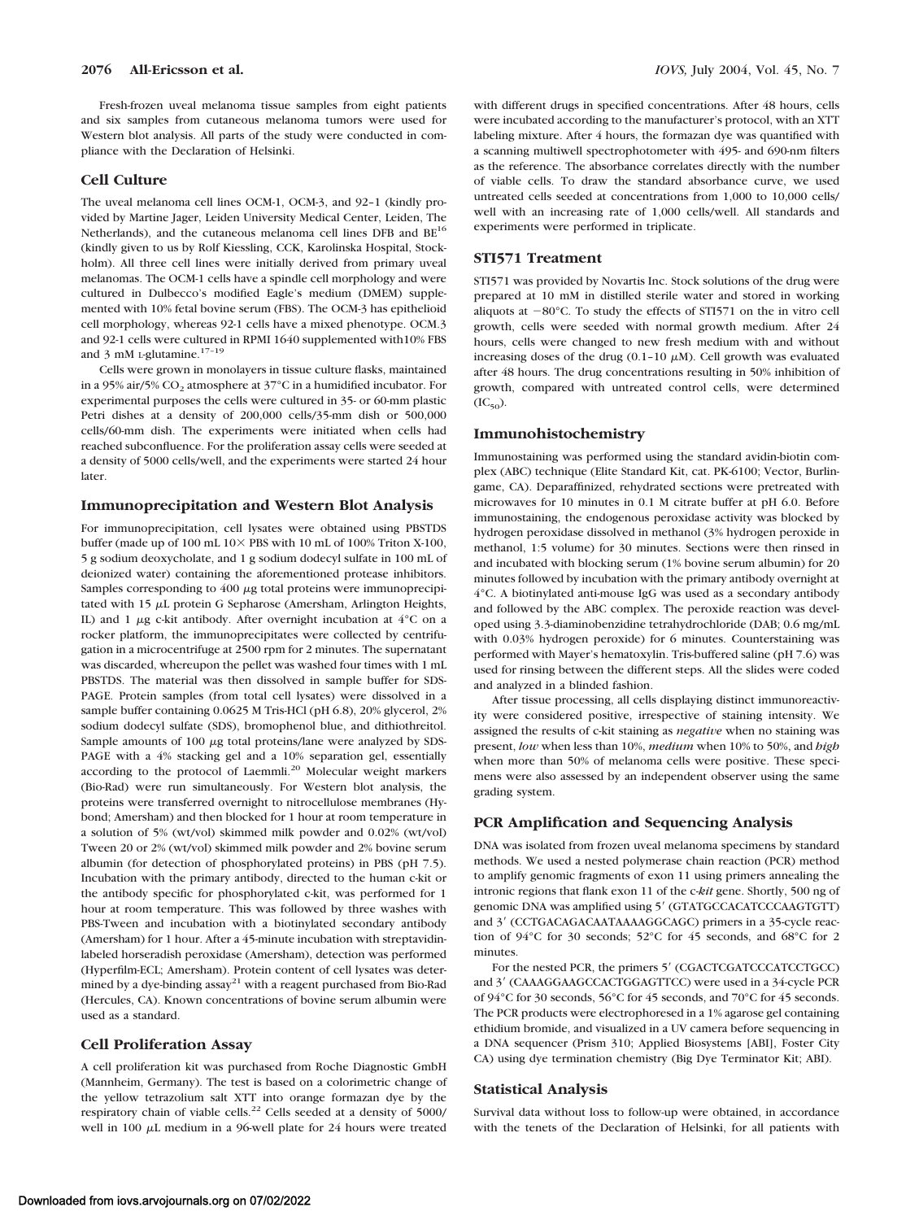Fresh-frozen uveal melanoma tissue samples from eight patients and six samples from cutaneous melanoma tumors were used for Western blot analysis. All parts of the study were conducted in compliance with the Declaration of Helsinki.

## Cell Culture

The uveal melanoma cell lines OCM-1, OCM-3, and 92–1 (kindly provided by Martine Jager, Leiden University Medical Center, Leiden, The Netherlands), and the cutaneous melanoma cell lines DFB and BE[16] (kindly given to us by Rolf Kiessling, CCK, Karolinska Hospital, Stockholm). All three cell lines were initially derived from primary uveal melanomas. The OCM-1 cells have a spindle cell morphology and were cultured in Dulbecco's modified Eagle's medium (DMEM) supplemented with 10% fetal bovine serum (FBS). The OCM-3 has epithelioid cell morphology, whereas 92-1 cells have a mixed phenotype. OCM.3 and 92-1 cells were cultured in RPMI 1640 supplemented with10% FBS and 3 mM L-glutamine.[17–19]

Cells were grown in monolayers in tissue culture flasks, maintained in a 95% air/5% $CO_2$ atmosphere at 37°C in a humidified incubator. For experimental purposes the cells were cultured in 35- or 60-mm plastic Petri dishes at a density of 200,000 cells/35-mm dish or 500,000 cells/60-mm dish. The experiments were initiated when cells had reached subconfluence. For the proliferation assay cells were seeded at a density of 5000 cells/well, and the experiments were started 24 hour later.

## Immunoprecipitation and Western Blot Analysis

For immunoprecipitation, cell lysates were obtained using PBSTDS buffer (made up of 100 mL 10× PBS with 10 mL of 100% Triton X-100, 5 g sodium deoxycholate, and 1 g sodium dodecyl sulfate in 100 mL of deionized water) containing the aforementioned protease inhibitors. Samples corresponding to 400 μg total proteins were immunoprecipitated with 15 μL protein G Sepharose (Amersham, Arlington Heights, IL) and 1 μg c-kit antibody. After overnight incubation at 4°C on a rocker platform, the immunoprecipitates were collected by centrifugation in a microcentrifuge at 2500 rpm for 2 minutes. The supernatant was discarded, whereupon the pellet was washed four times with 1 mL PBSTDS. The material was then dissolved in sample buffer for SDS-PAGE. Protein samples (from total cell lysates) were dissolved in a sample buffer containing 0.0625 M Tris-HCl (pH 6.8), 20% glycerol, 2% sodium dodecyl sulfate (SDS), bromophenol blue, and dithiothreitol. Sample amounts of 100 μg total proteins/lane were analyzed by SDS-PAGE with a 4% stacking gel and a 10% separation gel, essentially according to the protocol of Laemmli.[20] Molecular weight markers (Bio-Rad) were run simultaneously. For Western blot analysis, the proteins were transferred overnight to nitrocellulose membranes (Hybond; Amersham) and then blocked for 1 hour at room temperature in a solution of 5% (wt/vol) skimmed milk powder and 0.02% (wt/vol) Tween 20 or 2% (wt/vol) skimmed milk powder and 2% bovine serum albumin (for detection of phosphorylated proteins) in PBS (pH 7.5). Incubation with the primary antibody, directed to the human c-kit or the antibody specific for phosphorylated c-kit, was performed for 1 hour at room temperature. This was followed by three washes with PBS-Tween and incubation with a biotinylated secondary antibody (Amersham) for 1 hour. After a 45-minute incubation with streptavidin-labeled horseradish peroxidase (Amersham), detection was performed (Hyperfilm-ECL; Amersham). Protein content of cell lysates was determined by a dye-binding assay[21] with a reagent purchased from Bio-Rad (Hercules, CA). Known concentrations of bovine serum albumin were used as a standard.

## Cell Proliferation Assay

A cell proliferation kit was purchased from Roche Diagnostic GmbH (Mannheim, Germany). The test is based on a colorimetric change of the yellow tetrazolium salt XTT into orange formazan dye by the respiratory chain of viable cells.[22] Cells seeded at a density of 5000/well in 100 μL medium in a 96-well plate for 24 hours were treated with different drugs in specified concentrations. After 48 hours, cells were incubated according to the manufacturer's protocol, with an XTT labeling mixture. After 4 hours, the formazan dye was quantified with a scanning multiwell spectrophotometer with 495- and 690-nm filters as the reference. The absorbance correlates directly with the number of viable cells. To draw the standard absorbance curve, we used untreated cells seeded at concentrations from 1,000 to 10,000 cells/well with an increasing rate of 1,000 cells/well. All standards and experiments were performed in triplicate.

## STI571 Treatment

STI571 was provided by Novartis Inc. Stock solutions of the drug were prepared at 10 mM in distilled sterile water and stored in working aliquots at −80°C. To study the effects of STI571 on the in vitro cell growth, cells were seeded with normal growth medium. After 24 hours, cells were changed to new fresh medium with and without increasing doses of the drug (0.1–10 μM). Cell growth was evaluated after 48 hours. The drug concentrations resulting in 50% inhibition of growth, compared with untreated control cells, were determined ($IC_{50}$).

## Immunohistochemistry

Immunostaining was performed using the standard avidin-biotin complex (ABC) technique (Elite Standard Kit, cat. PK-6100; Vector, Burlingame, CA). Deparaffinized, rehydrated sections were pretreated with microwaves for 10 minutes in 0.1 M citrate buffer at pH 6.0. Before immunostaining, the endogenous peroxidase activity was blocked by hydrogen peroxidase dissolved in methanol (3% hydrogen peroxide in methanol, 1:5 volume) for 30 minutes. Sections were then rinsed in and incubated with blocking serum (1% bovine serum albumin) for 20 minutes followed by incubation with the primary antibody overnight at 4°C. A biotinylated anti-mouse IgG was used as a secondary antibody and followed by the ABC complex. The peroxide reaction was developed using 3.3-diaminobenzidine tetrahydrochloride (DAB; 0.6 mg/mL with 0.03% hydrogen peroxide) for 6 minutes. Counterstaining was performed with Mayer's hematoxylin. Tris-buffered saline (pH 7.6) was used for rinsing between the different steps. All the slides were coded and analyzed in a blinded fashion.

After tissue processing, all cells displaying distinct immunoreactivity were considered positive, irrespective of staining intensity. We assigned the results of c-kit staining as *negative* when no staining was present, *low* when less than 10%, *medium* when 10% to 50%, and *high* when more than 50% of melanoma cells were positive. These specimens were also assessed by an independent observer using the same grading system.

## PCR Amplification and Sequencing Analysis

DNA was isolated from frozen uveal melanoma specimens by standard methods. We used a nested polymerase chain reaction (PCR) method to amplify genomic fragments of exon 11 using primers annealing the intronic regions that flank exon 11 of the c-*kit* gene. Shortly, 500 ng of genomic DNA was amplified using 5′ (GTATGCCACATCCCAAGTGTT) and 3′ (CCTGACAGACAATAAAAGGCAGC) primers in a 35-cycle reaction of 94°C for 30 seconds; 52°C for 45 seconds, and 68°C for 2 minutes.

For the nested PCR, the primers 5′ (CGACTCGATCCCATCCTGCC) and 3′ (CAAAGGAAGCCACTGGAGTTCC) were used in a 34-cycle PCR of 94°C for 30 seconds, 56°C for 45 seconds, and 70°C for 45 seconds. The PCR products were electrophoresed in a 1% agarose gel containing ethidium bromide, and visualized in a UV camera before sequencing in a DNA sequencer (Prism 310; Applied Biosystems [ABI], Foster City CA) using dye termination chemistry (Big Dye Terminator Kit; ABI).

## Statistical Analysis

Survival data without loss to follow-up were obtained, in accordance with the tenets of the Declaration of Helsinki, for all patients with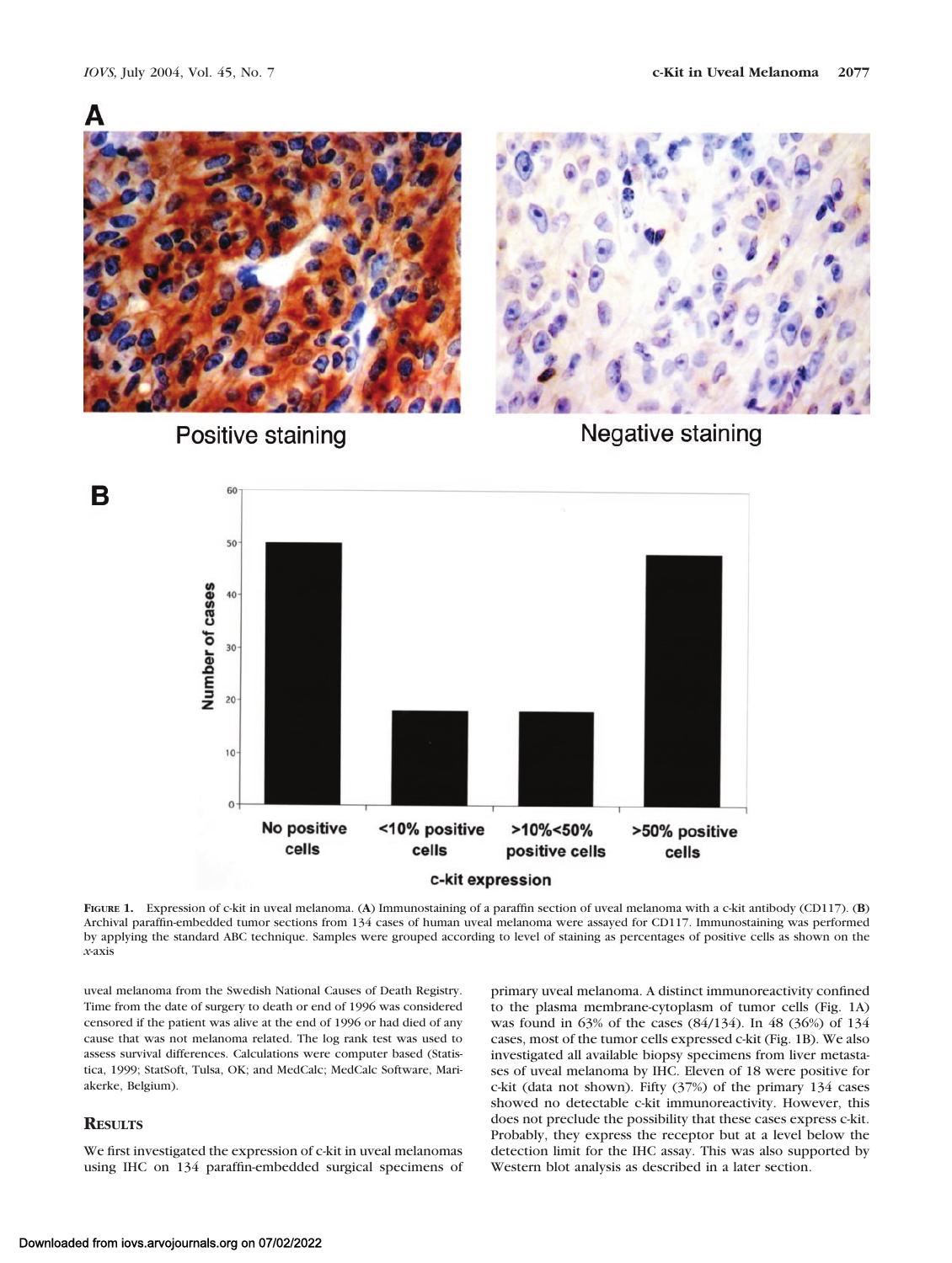**A**

Positive staining

Negative staining

**B**

60
50
40
30
20
10
0

Number of cases

No positive cells

<10% positive cells

>10%<50% positive cells

>50% positive cells

c-kit expression

**Figure 1.** Expression of c-kit in uveal melanoma. (**A**) Immunostaining of a paraffin section of uveal melanoma with a c-kit antibody (CD117). (**B**) Archival paraffin-embedded tumor sections from 134 cases of human uveal melanoma were assayed for CD117. Immunostaining was performed by applying the standard ABC technique. Samples were grouped according to level of staining as percentages of positive cells as shown on the *x*-axis

uveal melanoma from the Swedish National Causes of Death Registry. Time from the date of surgery to death or end of 1996 was considered censored if the patient was alive at the end of 1996 or had died of any cause that was not melanoma related. The log rank test was used to assess survival differences. Calculations were computer based (Statistica, 1999; StatSoft, Tulsa, OK; and MedCalc; MedCalc Software, Mariakerke, Belgium).

## Results

We first investigated the expression of c-kit in uveal melanomas using IHC on 134 paraffin-embedded surgical specimens of primary uveal melanoma. A distinct immunoreactivity confined to the plasma membrane-cytoplasm of tumor cells (Fig. 1A) was found in 63% of the cases (84/134). In 48 (36%) of 134 cases, most of the tumor cells expressed c-kit (Fig. 1B). We also investigated all available biopsy specimens from liver metastases of uveal melanoma by IHC. Eleven of 18 were positive for c-kit (data not shown). Fifty (37%) of the primary 134 cases showed no detectable c-kit immunoreactivity. However, this does not preclude the possibility that these cases express c-kit. Probably, they express the receptor but at a level below the detection limit for the IHC assay. This was also supported by Western blot analysis as described in a later section.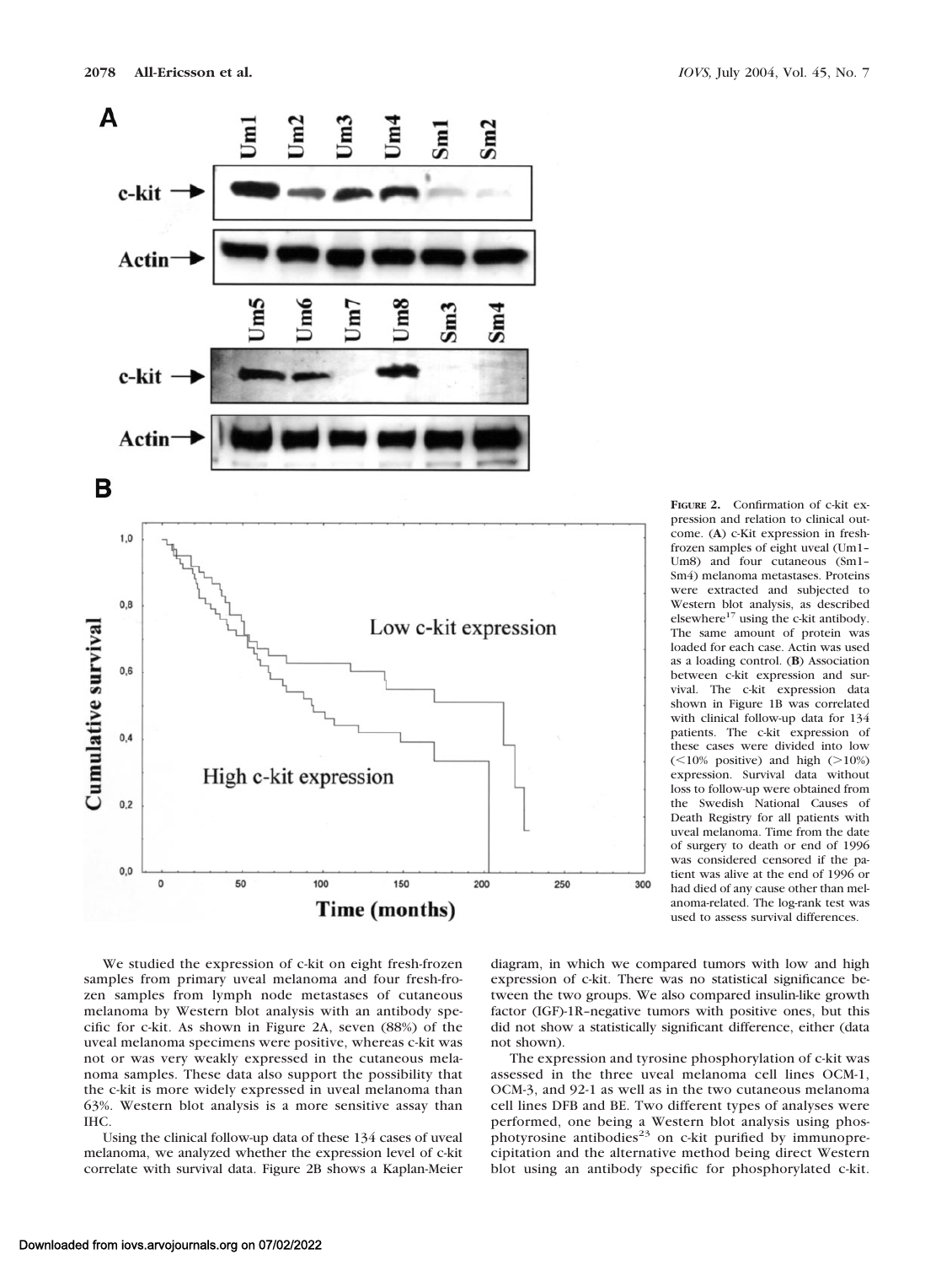**A**

Um1 Um2 Um3 Um4 Sm1 Sm2

c-kit →

Actin →

Um5 Um6 Um7 Um8 Sm3 Sm4

c-kit →

Actin →

**B**

Cumulative survival

1,0
0,8
0,6
0,4
0,2
0,0

Low c-kit expression

High c-kit expression

0 50 100 150 200 250 300

Time (months)

**FIGURE 2.** Confirmation of c-kit expression and relation to clinical outcome. (**A**) c-Kit expression in fresh-frozen samples of eight uveal (Um1–Um8) and four cutaneous (Sm1–Sm4) melanoma metastases. Proteins were extracted and subjected to Western blot analysis, as described elsewhere[17] using the c-kit antibody. The same amount of protein was loaded for each case. Actin was used as a loading control. (**B**) Association between c-kit expression and survival. The c-kit expression data shown in Figure 1B was correlated with clinical follow-up data for 134 patients. The c-kit expression of these cases were divided into low (<10% positive) and high (>10%) expression. Survival data without loss to follow-up were obtained from the Swedish National Causes of Death Registry for all patients with uveal melanoma. Time from the date of surgery to death or end of 1996 was considered censored if the patient was alive at the end of 1996 or had died of any cause other than melanoma-related. The log-rank test was used to assess survival differences.

We studied the expression of c-kit on eight fresh-frozen samples from primary uveal melanoma and four fresh-frozen samples from lymph node metastases of cutaneous melanoma by Western blot analysis with an antibody specific for c-kit. As shown in Figure 2A, seven (88%) of the uveal melanoma specimens were positive, whereas c-kit was not or was very weakly expressed in the cutaneous melanoma samples. These data also support the possibility that the c-kit is more widely expressed in uveal melanoma than 63%. Western blot analysis is a more sensitive assay than IHC.

Using the clinical follow-up data of these 134 cases of uveal melanoma, we analyzed whether the expression level of c-kit correlate with survival data. Figure 2B shows a Kaplan-Meier diagram, in which we compared tumors with low and high expression of c-kit. There was no statistical significance between the two groups. We also compared insulin-like growth factor (IGF)-1R–negative tumors with positive ones, but this did not show a statistically significant difference, either (data not shown).

The expression and tyrosine phosphorylation of c-kit was assessed in the three uveal melanoma cell lines OCM-1, OCM-3, and 92-1 as well as in the two cutaneous melanoma cell lines DFB and BE. Two different types of analyses were performed, one being a Western blot analysis using phosphotyrosine antibodies[23] on c-kit purified by immunoprecipitation and the alternative method being direct Western blot using an antibody specific for phosphorylated c-kit.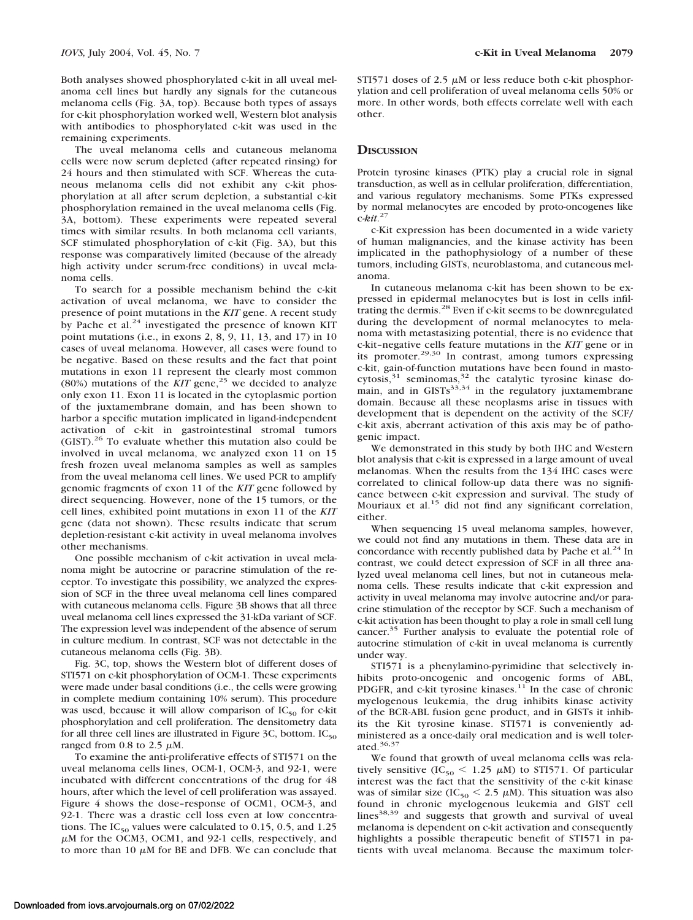Both analyses showed phosphorylated c-kit in all uveal melanoma cell lines but hardly any signals for the cutaneous melanoma cells (Fig. 3A, top). Because both types of assays for c-kit phosphorylation worked well, Western blot analysis with antibodies to phosphorylated c-kit was used in the remaining experiments.

The uveal melanoma cells and cutaneous melanoma cells were now serum depleted (after repeated rinsing) for 24 hours and then stimulated with SCF. Whereas the cutaneous melanoma cells did not exhibit any c-kit phosphorylation at all after serum depletion, a substantial c-kit phosphorylation remained in the uveal melanoma cells (Fig. 3A, bottom). These experiments were repeated several times with similar results. In both melanoma cell variants, SCF stimulated phosphorylation of c-kit (Fig. 3A), but this response was comparatively limited (because of the already high activity under serum-free conditions) in uveal melanoma cells.

To search for a possible mechanism behind the c-kit activation of uveal melanoma, we have to consider the presence of point mutations in the *KIT* gene. A recent study by Pache et al.[24] investigated the presence of known KIT point mutations (i.e., in exons 2, 8, 9, 11, 13, and 17) in 10 cases of uveal melanoma. However, all cases were found to be negative. Based on these results and the fact that point mutations in exon 11 represent the clearly most common (80%) mutations of the *KIT* gene,[25] we decided to analyze only exon 11. Exon 11 is located in the cytoplasmic portion of the juxtamembrane domain, and has been shown to harbor a specific mutation implicated in ligand-independent activation of c-kit in gastrointestinal stromal tumors (GIST).[26] To evaluate whether this mutation also could be involved in uveal melanoma, we analyzed exon 11 on 15 fresh frozen uveal melanoma samples as well as samples from the uveal melanoma cell lines. We used PCR to amplify genomic fragments of exon 11 of the *KIT* gene followed by direct sequencing. However, none of the 15 tumors, or the cell lines, exhibited point mutations in exon 11 of the *KIT* gene (data not shown). These results indicate that serum depletion-resistant c-kit activity in uveal melanoma involves other mechanisms.

One possible mechanism of c-kit activation in uveal melanoma might be autocrine or paracrine stimulation of the receptor. To investigate this possibility, we analyzed the expression of SCF in the three uveal melanoma cell lines compared with cutaneous melanoma cells. Figure 3B shows that all three uveal melanoma cell lines expressed the 31-kDa variant of SCF. The expression level was independent of the absence of serum in culture medium. In contrast, SCF was not detectable in the cutaneous melanoma cells (Fig. 3B).

Fig. 3C, top, shows the Western blot of different doses of STI571 on c-kit phosphorylation of OCM-1. These experiments were made under basal conditions (i.e., the cells were growing in complete medium containing 10% serum). This procedure was used, because it will allow comparison of $IC_{50}$ for c-kit phosphorylation and cell proliferation. The densitometry data for all three cell lines are illustrated in Figure 3C, bottom. $IC_{50}$ ranged from 0.8 to 2.5 μM.

To examine the anti-proliferative effects of STI571 on the uveal melanoma cells lines, OCM-1, OCM-3, and 92-1, were incubated with different concentrations of the drug for 48 hours, after which the level of cell proliferation was assayed. Figure 4 shows the dose–response of OCM1, OCM-3, and 92-1. There was a drastic cell loss even at low concentrations. The $IC_{50}$ values were calculated to 0.15, 0.5, and 1.25 μM for the OCM3, OCM1, and 92-1 cells, respectively, and to more than 10 μM for BE and DFB. We can conclude that STI571 doses of 2.5 μM or less reduce both c-kit phosphorylation and cell proliferation of uveal melanoma cells 50% or more. In other words, both effects correlate well with each other.

## Discussion

Protein tyrosine kinases (PTK) play a crucial role in signal transduction, as well as in cellular proliferation, differentiation, and various regulatory mechanisms. Some PTKs expressed by normal melanocytes are encoded by proto-oncogenes like c-*kit*.[27]

c-Kit expression has been documented in a wide variety of human malignancies, and the kinase activity has been implicated in the pathophysiology of a number of these tumors, including GISTs, neuroblastoma, and cutaneous melanoma.

In cutaneous melanoma c-kit has been shown to be expressed in epidermal melanocytes but is lost in cells infiltrating the dermis.[28] Even if c-kit seems to be downregulated during the development of normal melanocytes to melanoma with metastasizing potential, there is no evidence that c-kit–negative cells feature mutations in the *KIT* gene or in its promoter.[29,30] In contrast, among tumors expressing c-kit, gain-of-function mutations have been found in mastocytosis,[31] seminomas,[32] the catalytic tyrosine kinase domain, and in GISTs[33,34] in the regulatory juxtamembrane domain. Because all these neoplasms arise in tissues with development that is dependent on the activity of the SCF/c-kit axis, aberrant activation of this axis may be of pathogenic impact.

We demonstrated in this study by both IHC and Western blot analysis that c-kit is expressed in a large amount of uveal melanomas. When the results from the 134 IHC cases were correlated to clinical follow-up data there was no significance between c-kit expression and survival. The study of Mouriaux et al.[15] did not find any significant correlation, either.

When sequencing 15 uveal melanoma samples, however, we could not find any mutations in them. These data are in concordance with recently published data by Pache et al.[24] In contrast, we could detect expression of SCF in all three analyzed uveal melanoma cell lines, but not in cutaneous melanoma cells. These results indicate that c-kit expression and activity in uveal melanoma may involve autocrine and/or paracrine stimulation of the receptor by SCF. Such a mechanism of c-kit activation has been thought to play a role in small cell lung cancer.[35] Further analysis to evaluate the potential role of autocrine stimulation of c-kit in uveal melanoma is currently under way.

STI571 is a phenylamino-pyrimidine that selectively inhibits proto-oncogenic and oncogenic forms of ABL, PDGFR, and c-kit tyrosine kinases.[11] In the case of chronic myelogenous leukemia, the drug inhibits kinase activity of the BCR-ABL fusion gene product, and in GISTs it inhibits the Kit tyrosine kinase. STI571 is conveniently administered as a once-daily oral medication and is well tolerated.[36,37]

We found that growth of uveal melanoma cells was relatively sensitive ($IC_{50} < 1.25$ μM) to STI571. Of particular interest was the fact that the sensitivity of the c-kit kinase was of similar size ($IC_{50} < 2.5$ μM). This situation was also found in chronic myelogenous leukemia and GIST cell lines[38,39] and suggests that growth and survival of uveal melanoma is dependent on c-kit activation and consequently highlights a possible therapeutic benefit of STI571 in patients with uveal melanoma. Because the maximum toler-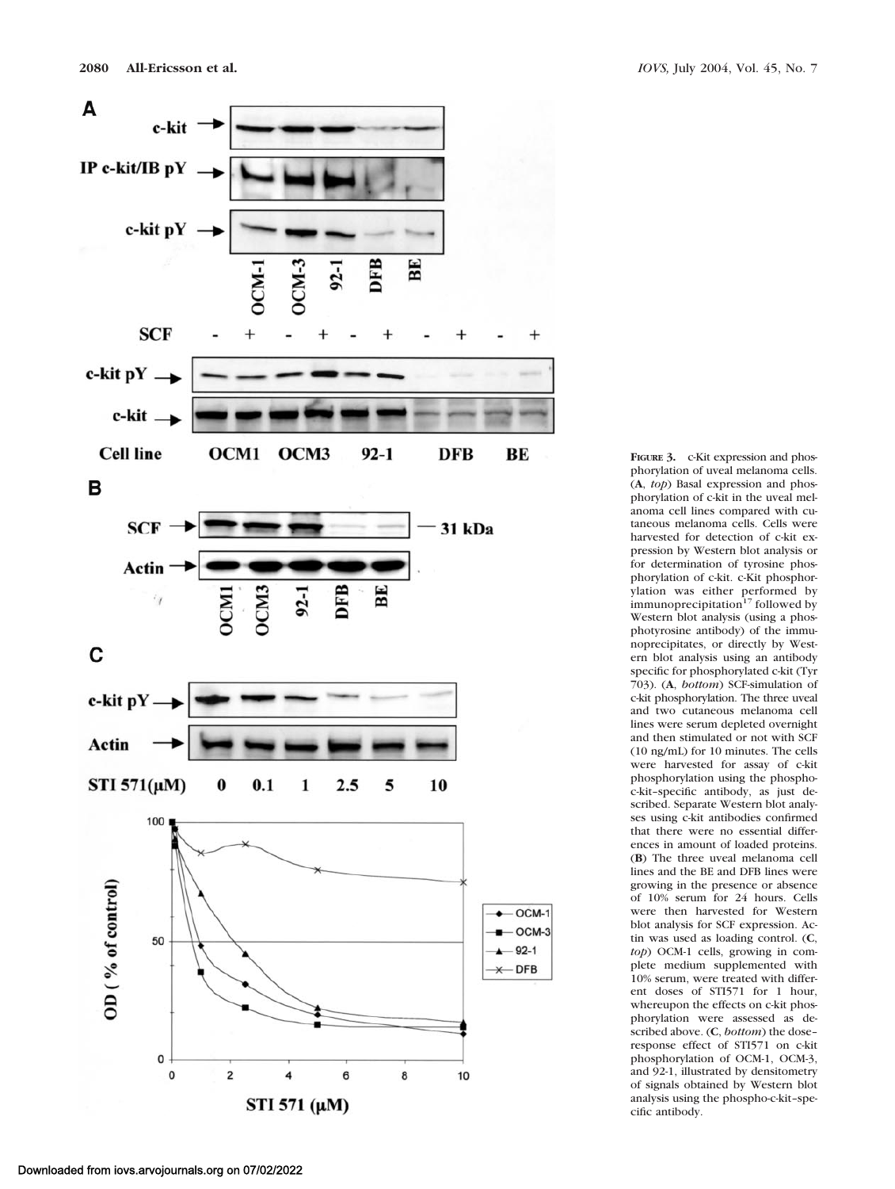A

c-kit

IP c-kit/IB pY

c-kit pY

OCM-1 OCM-3 92-1 DFB BE

SCF - + - + - + - + - +

c-kit pY

c-kit

Cell line OCM1 OCM3 92-1 DFB BE

B

SCF

Actin

31 kDa

OCM1 OCM3 92-1 DFB BE

C

c-kit pY

Actin

STI 571(μM) 0 0.1 1 2.5 5 10

OD ( % of control)

100

50

0

0 2 4 6 8 10

STI 571 (μM)

OCM-1

OCM-3

92-1

DFB

**FIGURE 3.** c-Kit expression and phosphorylation of uveal melanoma cells. (**A**, *top*) Basal expression and phosphorylation of c-kit in the uveal melanoma cell lines compared with cutaneous melanoma cells. Cells were harvested for detection of c-kit expression by Western blot analysis or for determination of tyrosine phosphorylation of c-kit. c-Kit phosphorylation was either performed by immunoprecipitation[17] followed by Western blot analysis (using a phosphotyrosine antibody) of the immunoprecipitates, or directly by Western blot analysis using an antibody specific for phosphorylated c-kit (Tyr 703). (**A**, *bottom*) SCF-simulation of c-kit phosphorylation. The three uveal and two cutaneous melanoma cell lines were serum depleted overnight and then stimulated or not with SCF (10 ng/mL) for 10 minutes. The cells were harvested for assay of c-kit phosphorylation using the phospho-c-kit–specific antibody, as just described. Separate Western blot analyses using c-kit antibodies confirmed that there were no essential differences in amount of loaded proteins. (**B**) The three uveal melanoma cell lines and the BE and DFB lines were growing in the presence or absence of 10% serum for 24 hours. Cells were then harvested for Western blot analysis for SCF expression. Actin was used as loading control. (**C**, *top*) OCM-1 cells, growing in complete medium supplemented with 10% serum, were treated with different doses of STI571 for 1 hour, whereupon the effects on c-kit phosphorylation were assessed as described above. (**C**, *bottom*) the dose–response effect of STI571 on c-kit phosphorylation of OCM-1, OCM-3, and 92-1, illustrated by densitometry of signals obtained by Western blot analysis using the phospho-c-kit–specific antibody.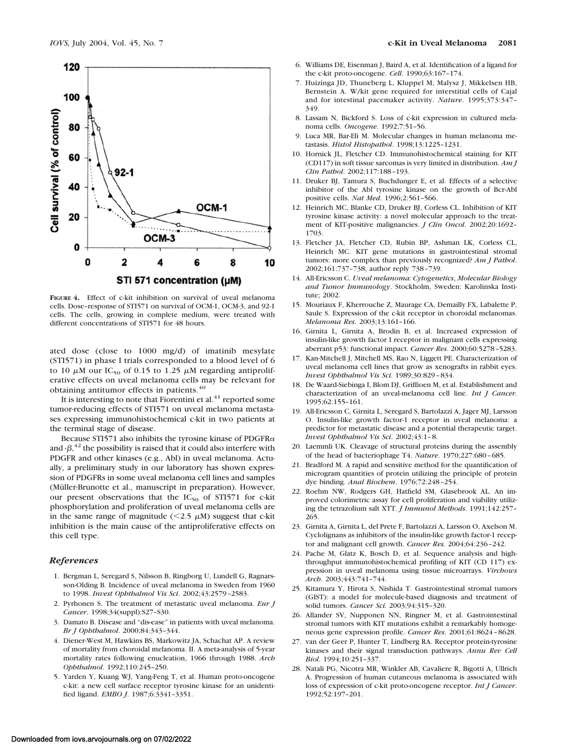120

100

80

60

40

20

0

Cell survival (% of control)

92-1

OCM-1

OCM-3

0 2 4 6 8 10

STI 571 concentration (μM)

**FIGURE 4.** Effect of c-kit inhibition on survival of uveal melanoma cells. Dose–response of STI571 on survival of OCM-1, OCM-3, and 92-1 cells. The cells, growing in complete medium, were treated with different concentrations of STI571 for 48 hours.

ated dose (close to 1000 mg/d) of imatinib mesylate (STI571) in phase I trials corresponded to a blood level of 6 to 10 μM our $IC_{50}$ of 0.15 to 1.25 μM regarding antiproliferative effects on uveal melanoma cells may be relevant for obtaining antitumor effects in patients.[40]

It is interesting to note that Fiorentini et al.[41] reported some tumor-reducing effects of STI571 on uveal melanoma metastases expressing immunohistochemical c-kit in two patients at the terminal stage of disease.

Because STI571 also inhibits the tyrosine kinase of PDGFR$\alpha$ and -$\beta$,[42] the possibility is raised that it could also interfere with PDGFR and other kinases (e.g., Abl) in uveal melanoma. Actually, a preliminary study in our laboratory has shown expression of PDGFRs in some uveal melanoma cell lines and samples (Müller-Brunotte et al., manuscript in preparation). However, our present observations that the $IC_{50}$ of STI571 for c-kit phosphorylation and proliferation of uveal melanoma cells are in the same range of magnitude (<2.5 μM) suggest that c-kit inhibition is the main cause of the antiproliferative effects on this cell type.

## References

1. Bergman L, Seregard S, Nilsson B, Ringborg U, Lundell G, Ragnarsson-Olding B. Incidence of uveal melanoma in Sweden from 1960 to 1998. *Invest Ophthalmol Vis Sci*. 2002;43:2579–2583.
2. Pyrhonen S. The treatment of metastatic uveal melanoma. *Eur J Cancer*. 1998;34(suppl):S27–S30.
3. Damato B. Disease and "dis-ease" in patients with uveal melanoma. *Br J Ophthalmol*. 2000;84:343–344.
4. Diener-West M, Hawkins BS, Markowitz JA, Schachat AP. A review of mortality from choroidal melanoma. II. A meta-analysis of 5-year mortality rates following enucleation, 1966 through 1988. *Arch Ophthalmol*. 1992;110:245–250.
5. Yarden Y, Kuang WJ, Yang-Feng T, et al. Human proto-oncogene c-kit: a new cell surface receptor tyrosine kinase for an unidentified ligand. *EMBO J*. 1987;6:3341–3351.
6. Williams DE, Eisenman J, Baird A, et al. Identification of a ligand for the c-kit proto-oncogene. *Cell*. 1990;63:167–174.
7. Huizinga JD, Thuneberg L, Kluppel M, Malysz J, Mikkelsen HB, Bernstein A. W/kit gene required for interstitial cells of Cajal and for intestinal pacemaker activity. *Nature*. 1995;373:347–349.
8. Lassam N, Bickford S. Loss of c-kit expression in cultured melanoma cells. *Oncogene*. 1992;7:51–56.
9. Luca MR, Bar-Eli M. Molecular changes in human melanoma metastasis. *Histol Histopathol*. 1998;13:1225–1231.
10. Hornick JL, Fletcher CD. Immunohistochemical staining for KIT (CD117) in soft tissue sarcomas is very limited in distribution. *Am J Clin Pathol*. 2002;117:188–193.
11. Druker BJ, Tamura S, Buchdunger E, et al. Effects of a selective inhibitor of the Abl tyrosine kinase on the growth of Bcr-Abl positive cells. *Nat Med*. 1996;2:561–566.
12. Heinrich MC, Blanke CD, Druker BJ, Corless CL. Inhibition of KIT tyrosine kinase activity: a novel molecular approach to the treatment of KIT-positive malignancies. *J Clin Oncol*. 2002;20:1692–1703.
13. Fletcher JA, Fletcher CD, Rubin BP, Ashman LK, Corless CL, Heinrich MC. KIT gene mutations in gastrointestinal stromal tumors: more complex than previously recognized? *Am J Pathol*. 2002;161:737–738; author reply 738–739.
14. All-Ericsson C. *Uveal melanoma: Cytogenetics, Molecular Biology and Tumor Immunology*. Stockholm, Sweden: Karolinska Institute; 2002.
15. Mouriaux F, Kherrouche Z, Maurage CA, Demailly FX, Labalette P, Saule S. Expression of the c-kit receptor in choroidal melanomas. *Melanoma Res*. 2003;13:161–166.
16. Girnita L, Girnita A, Brodin B, et al. Increased expression of insulin-like growth factor I receptor in malignant cells expressing aberrant p53: functional impact. *Cancer Res*. 2000;60:5278–5283.
17. Kan-Mitchell J, Mitchell MS, Rao N, Liggett PE. Characterization of uveal melanoma cell lines that grow as xenografts in rabbit eyes. *Invest Ophthalmol Vis Sci*. 1989;30:829–834.
18. De Waard-Siebinga I, Blom DJ, Griffioen M, et al. Establishment and characterization of an uveal-melanoma cell line. *Int J Cancer*. 1995;62:155–161.
19. All-Ericsson C, Girnita L, Seregard S, Bartolazzi A, Jager MJ, Larsson O. Insulin-like growth factor-1 receptor in uveal melanoma: a predictor for metastatic disease and a potential therapeutic target. *Invest Ophthalmol Vis Sci*. 2002;43:1–8.
20. Laemmli UK. Cleavage of structural proteins during the assembly of the head of bacteriophage T4. *Nature*. 1970;227:680–685.
21. Bradford M. A rapid and sensitive method for the quantification of microgram quantities of protein utilizing the principle of protein dye binding. *Anal Biochem*. 1976;72:248–254.
22. Roehm NW, Rodgers GH, Hatfield SM, Glasebrook AL. An improved colorimetric assay for cell proliferation and viability utilizing the tetrazolium salt XTT. *J Immunol Methods*. 1991;142:257–265.
23. Girnita A, Girnita L, del Prete F, Bartolazzi A, Larsson O, Axelson M. Cyclolignans as inhibitors of the insulin-like growth factor-1 receptor and malignant cell growth. *Cancer Res*. 2004;64:236–242.
24. Pache M, Glatz K, Bosch D, et al. Sequence analysis and high-throughput immunohistochemical profiling of KIT (CD 117) expression in uveal melanoma using tissue microarrays. *Virchows Arch*. 2003;443:741–744.
25. Kitamura Y, Hirota S, Nishida T. Gastrointestinal stromal tumors (GIST): a model for molecule-based diagnosis and treatment of solid tumors. *Cancer Sci*. 2003;94:315–320.
26. Allander SV, Nupponen NN, Ringner M, et al. Gastrointestinal stromal tumors with KIT mutations exhibit a remarkably homogeneous gene expression profile. *Cancer Res*. 2001;61:8624–8628.
27. van der Geer P, Hunter T, Lindberg RA. Receptor protein-tyrosine kinases and their signal transduction pathways. *Annu Rev Cell Biol*. 1994;10:251–337.
28. Natali PG, Nicotra MR, Winkler AB, Cavaliere R, Bigotti A, Ullrich A. Progression of human cutaneous melanoma is associated with loss of expression of c-kit proto-oncogene receptor. *Int J Cancer*. 1992;52:197–201.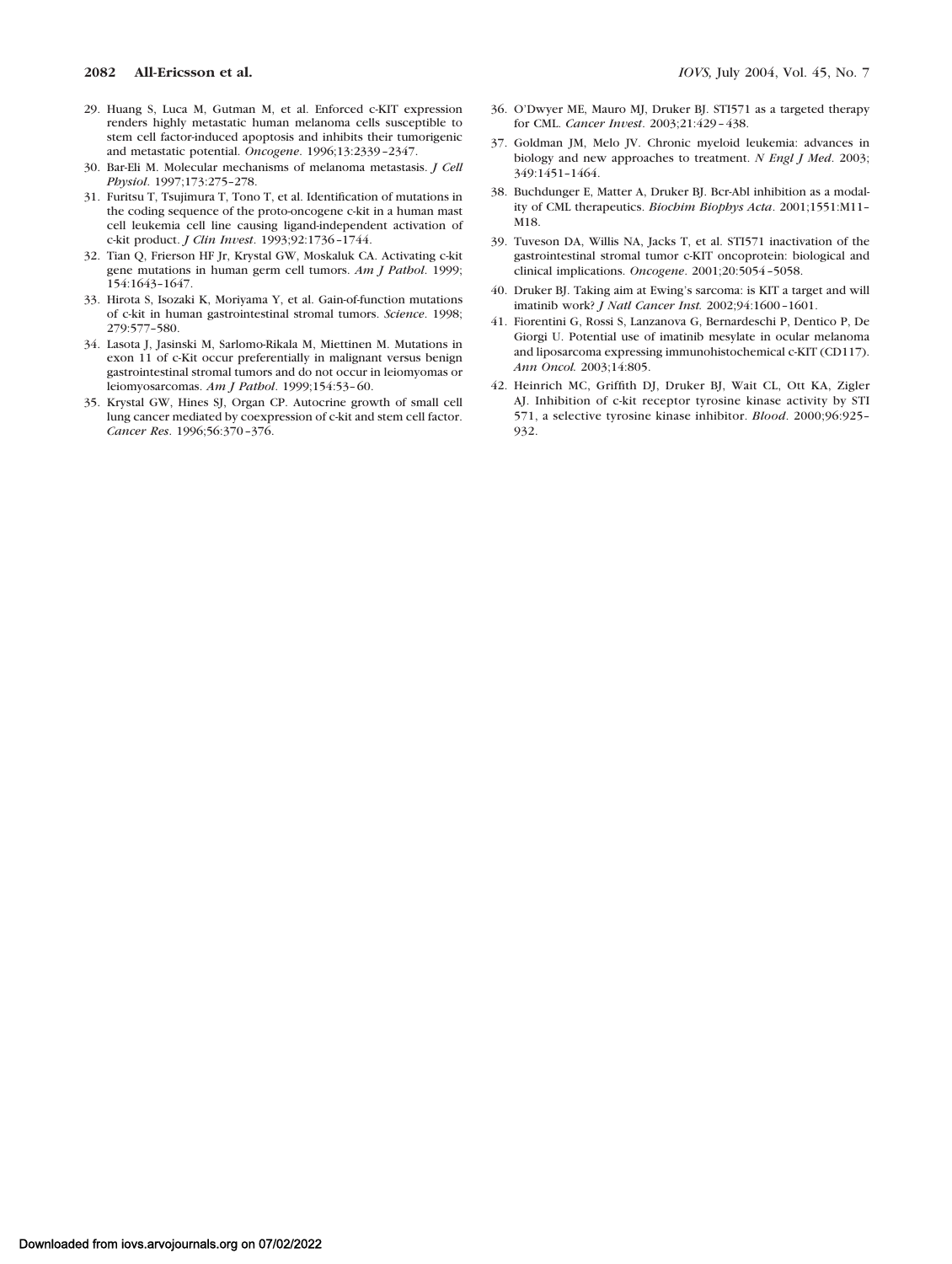29. Huang S, Luca M, Gutman M, et al. Enforced c-KIT expression renders highly metastatic human melanoma cells susceptible to stem cell factor-induced apoptosis and inhibits their tumorigenic and metastatic potential. *Oncogene*. 1996;13:2339–2347.
30. Bar-Eli M. Molecular mechanisms of melanoma metastasis. *J Cell Physiol*. 1997;173:275–278.
31. Furitsu T, Tsujimura T, Tono T, et al. Identification of mutations in the coding sequence of the proto-oncogene c-kit in a human mast cell leukemia cell line causing ligand-independent activation of c-kit product. *J Clin Invest*. 1993;92:1736–1744.
32. Tian Q, Frierson HF Jr, Krystal GW, Moskaluk CA. Activating c-kit gene mutations in human germ cell tumors. *Am J Pathol*. 1999;154:1643–1647.
33. Hirota S, Isozaki K, Moriyama Y, et al. Gain-of-function mutations of c-kit in human gastrointestinal stromal tumors. *Science*. 1998;279:577–580.
34. Lasota J, Jasinski M, Sarlomo-Rikala M, Miettinen M. Mutations in exon 11 of c-Kit occur preferentially in malignant versus benign gastrointestinal stromal tumors and do not occur in leiomyomas or leiomyosarcomas. *Am J Pathol*. 1999;154:53–60.
35. Krystal GW, Hines SJ, Organ CP. Autocrine growth of small cell lung cancer mediated by coexpression of c-kit and stem cell factor. *Cancer Res*. 1996;56:370–376.
36. O'Dwyer ME, Mauro MJ, Druker BJ. STI571 as a targeted therapy for CML. *Cancer Invest*. 2003;21:429–438.
37. Goldman JM, Melo JV. Chronic myeloid leukemia: advances in biology and new approaches to treatment. *N Engl J Med*. 2003;349:1451–1464.
38. Buchdunger E, Matter A, Druker BJ. Bcr-Abl inhibition as a modality of CML therapeutics. *Biochim Biophys Acta*. 2001;1551:M11–M18.
39. Tuveson DA, Willis NA, Jacks T, et al. STI571 inactivation of the gastrointestinal stromal tumor c-KIT oncoprotein: biological and clinical implications. *Oncogene*. 2001;20:5054–5058.
40. Druker BJ. Taking aim at Ewing's sarcoma: is KIT a target and will imatinib work? *J Natl Cancer Inst.* 2002;94:1600–1601.
41. Fiorentini G, Rossi S, Lanzanova G, Bernardeschi P, Dentico P, De Giorgi U. Potential use of imatinib mesylate in ocular melanoma and liposarcoma expressing immunohistochemical c-KIT (CD117). *Ann Oncol.* 2003;14:805.
42. Heinrich MC, Griffith DJ, Druker BJ, Wait CL, Ott KA, Zigler AJ. Inhibition of c-kit receptor tyrosine kinase activity by STI 571, a selective tyrosine kinase inhibitor. *Blood*. 2000;96:925–932.